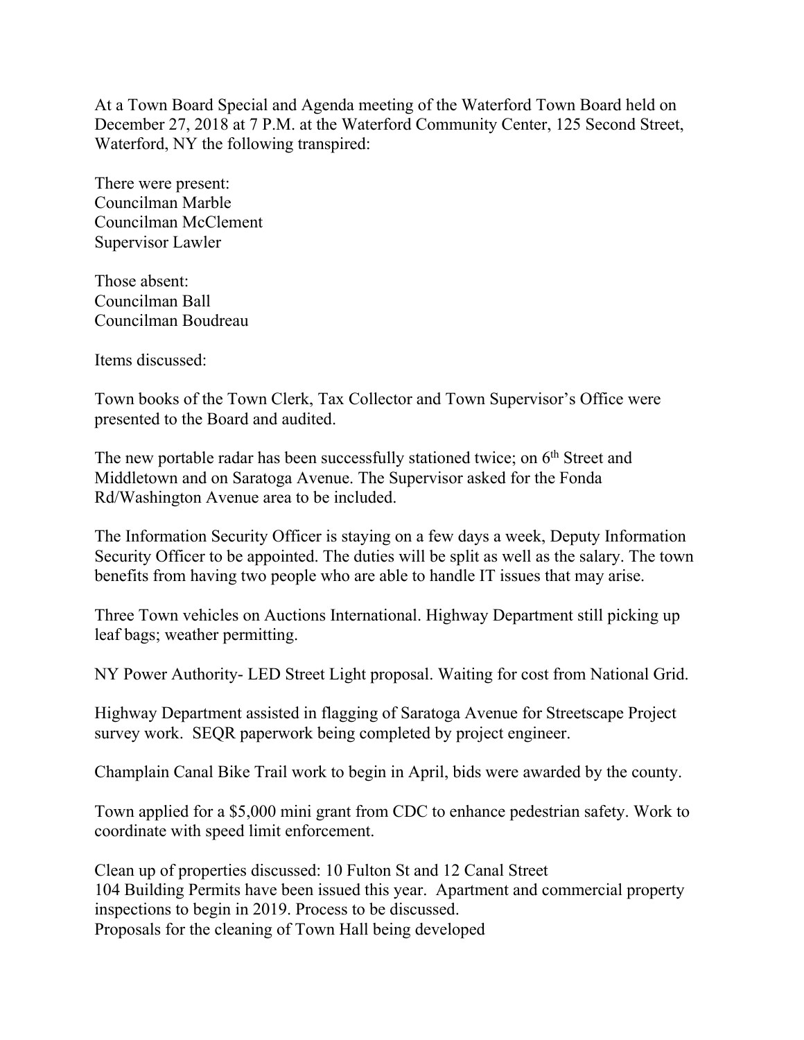At a Town Board Special and Agenda meeting of the Waterford Town Board held on December 27, 2018 at 7 P.M. at the Waterford Community Center, 125 Second Street, Waterford, NY the following transpired:

There were present:
Councilman Marble
Councilman McClement
Supervisor Lawler

Those absent:
Councilman Ball
Councilman Boudreau

Items discussed:

Town books of the Town Clerk, Tax Collector and Town Supervisor's Office were presented to the Board and audited.

The new portable radar has been successfully stationed twice; on 6th Street and Middletown and on Saratoga Avenue. The Supervisor asked for the Fonda Rd/Washington Avenue area to be included.

The Information Security Officer is staying on a few days a week, Deputy Information Security Officer to be appointed. The duties will be split as well as the salary. The town benefits from having two people who are able to handle IT issues that may arise.

Three Town vehicles on Auctions International. Highway Department still picking up leaf bags; weather permitting.

NY Power Authority- LED Street Light proposal. Waiting for cost from National Grid.

Highway Department assisted in flagging of Saratoga Avenue for Streetscape Project survey work. SEQR paperwork being completed by project engineer.

Champlain Canal Bike Trail work to begin in April, bids were awarded by the county.

Town applied for a $5,000 mini grant from CDC to enhance pedestrian safety. Work to coordinate with speed limit enforcement.

Clean up of properties discussed: 10 Fulton St and 12 Canal Street
104 Building Permits have been issued this year. Apartment and commercial property inspections to begin in 2019. Process to be discussed.
Proposals for the cleaning of Town Hall being developed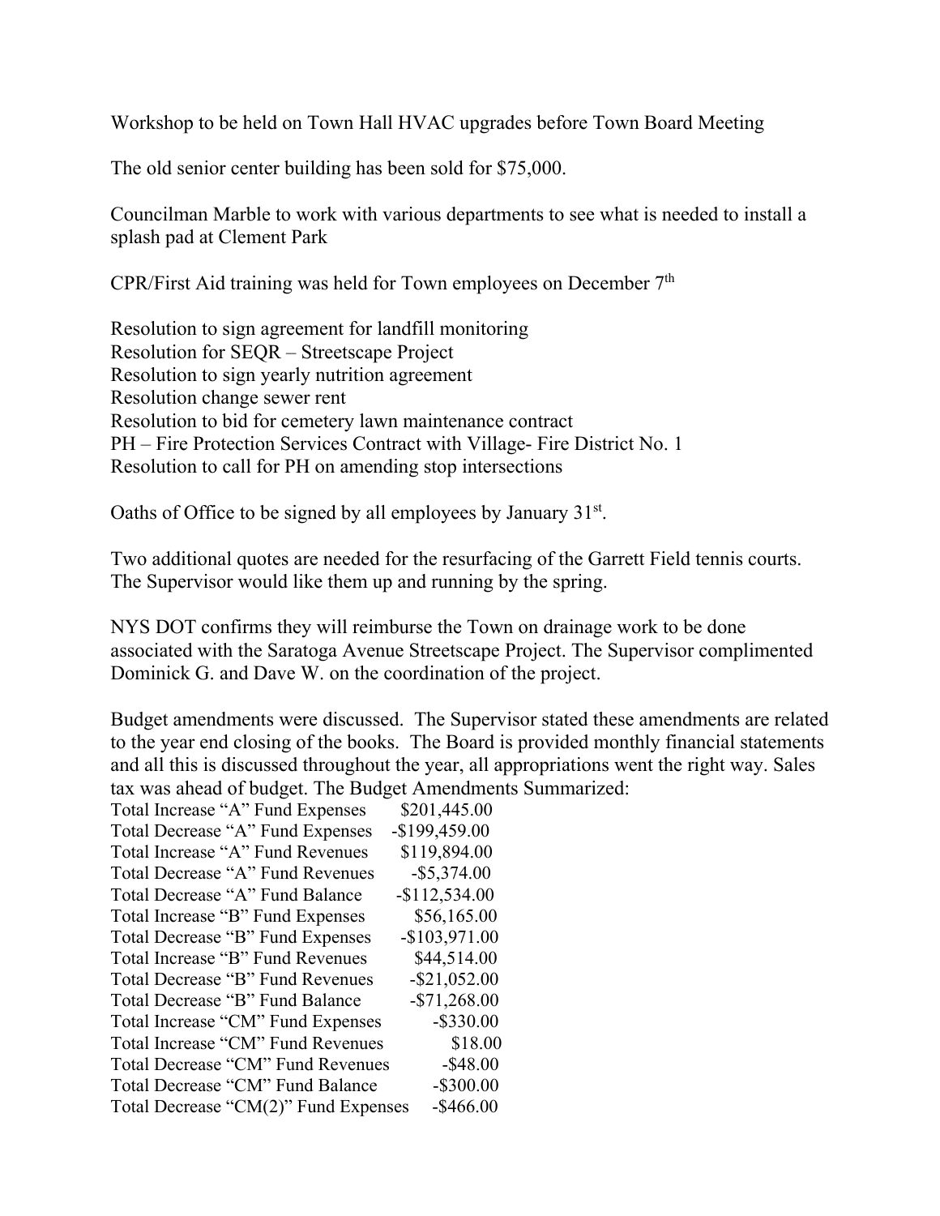Workshop to be held on Town Hall HVAC upgrades before Town Board Meeting

The old senior center building has been sold for $75,000.

Councilman Marble to work with various departments to see what is needed to install a splash pad at Clement Park

CPR/First Aid training was held for Town employees on December 7th

Resolution to sign agreement for landfill monitoring
Resolution for SEQR – Streetscape Project
Resolution to sign yearly nutrition agreement
Resolution change sewer rent
Resolution to bid for cemetery lawn maintenance contract
PH – Fire Protection Services Contract with Village- Fire District No. 1
Resolution to call for PH on amending stop intersections

Oaths of Office to be signed by all employees by January 31st.

Two additional quotes are needed for the resurfacing of the Garrett Field tennis courts. The Supervisor would like them up and running by the spring.

NYS DOT confirms they will reimburse the Town on drainage work to be done associated with the Saratoga Avenue Streetscape Project. The Supervisor complimented Dominick G. and Dave W. on the coordination of the project.

Budget amendments were discussed. The Supervisor stated these amendments are related to the year end closing of the books. The Board is provided monthly financial statements and all this is discussed throughout the year, all appropriations went the right way. Sales tax was ahead of budget. The Budget Amendments Summarized:

| | |
|---|---|
| Total Increase "A" Fund Expenses | $201,445.00 |
| Total Decrease "A" Fund Expenses | -$199,459.00 |
| Total Increase "A" Fund Revenues | $119,894.00 |
| Total Decrease "A" Fund Revenues | -$5,374.00 |
| Total Decrease "A" Fund Balance | -$112,534.00 |
| Total Increase "B" Fund Expenses | $56,165.00 |
| Total Decrease "B" Fund Expenses | -$103,971.00 |
| Total Increase "B" Fund Revenues | $44,514.00 |
| Total Decrease "B" Fund Revenues | -$21,052.00 |
| Total Decrease "B" Fund Balance | -$71,268.00 |
| Total Increase "CM" Fund Expenses | -$330.00 |
| Total Increase "CM" Fund Revenues | $18.00 |
| Total Decrease "CM" Fund Revenues | -$48.00 |
| Total Decrease "CM" Fund Balance | -$300.00 |
| Total Decrease "CM(2)" Fund Expenses | -$466.00 |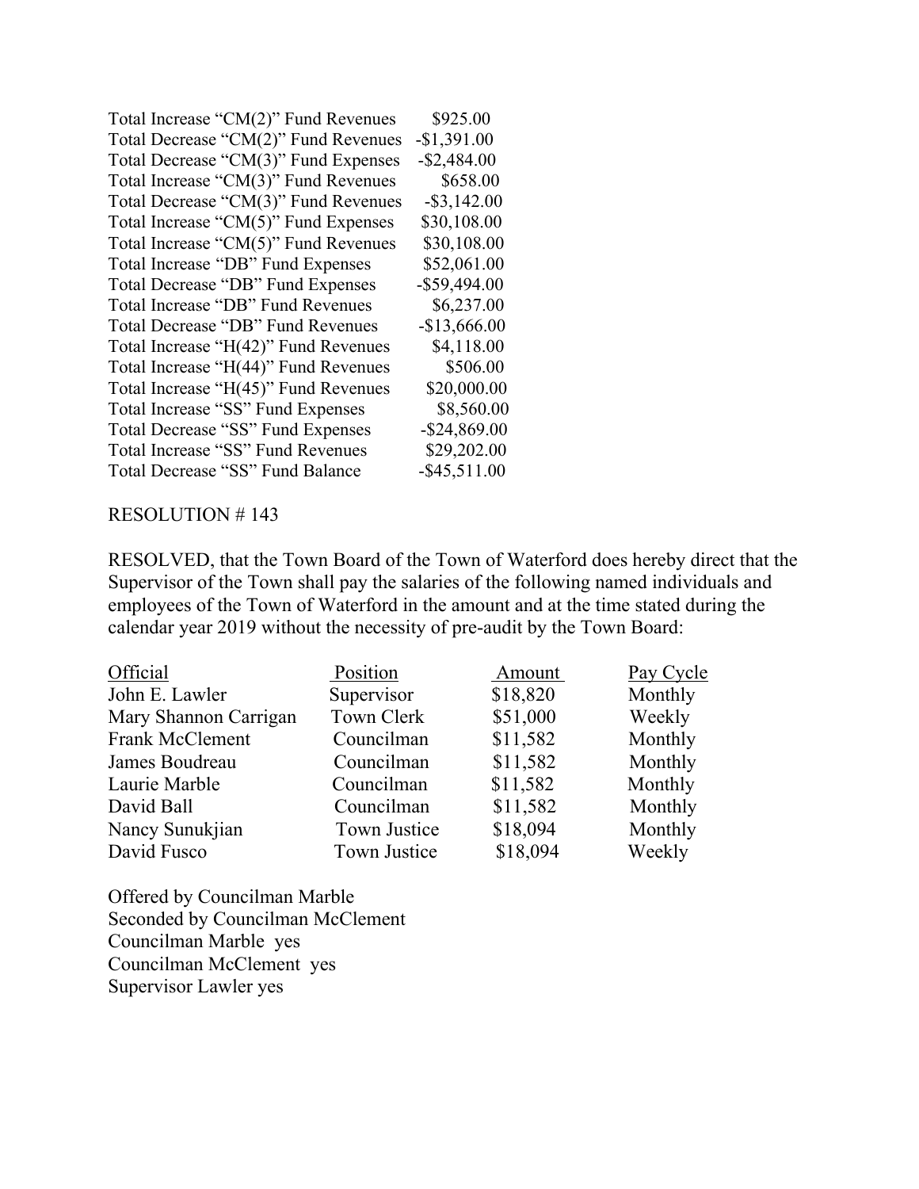| | |
|---|---|
| Total Increase "CM(2)" Fund Revenues | $925.00 |
| Total Decrease "CM(2)" Fund Revenues | -$1,391.00 |
| Total Decrease "CM(3)" Fund Expenses | -$2,484.00 |
| Total Increase "CM(3)" Fund Revenues | $658.00 |
| Total Decrease "CM(3)" Fund Revenues | -$3,142.00 |
| Total Increase "CM(5)" Fund Expenses | $30,108.00 |
| Total Increase "CM(5)" Fund Revenues | $30,108.00 |
| Total Increase "DB" Fund Expenses | $52,061.00 |
| Total Decrease "DB" Fund Expenses | -$59,494.00 |
| Total Increase "DB" Fund Revenues | $6,237.00 |
| Total Decrease "DB" Fund Revenues | -$13,666.00 |
| Total Increase "H(42)" Fund Revenues | $4,118.00 |
| Total Increase "H(44)" Fund Revenues | $506.00 |
| Total Increase "H(45)" Fund Revenues | $20,000.00 |
| Total Increase "SS" Fund Expenses | $8,560.00 |
| Total Decrease "SS" Fund Expenses | -$24,869.00 |
| Total Increase "SS" Fund Revenues | $29,202.00 |
| Total Decrease "SS" Fund Balance | -$45,511.00 |

RESOLUTION # 143

RESOLVED, that the Town Board of the Town of Waterford does hereby direct that the Supervisor of the Town shall pay the salaries of the following named individuals and employees of the Town of Waterford in the amount and at the time stated during the calendar year 2019 without the necessity of pre-audit by the Town Board:

| Official | Position | Amount | Pay Cycle |
|---|---|---|---|
| John E. Lawler | Supervisor | $18,820 | Monthly |
| Mary Shannon Carrigan | Town Clerk | $51,000 | Weekly |
| Frank McClement | Councilman | $11,582 | Monthly |
| James Boudreau | Councilman | $11,582 | Monthly |
| Laurie Marble | Councilman | $11,582 | Monthly |
| David Ball | Councilman | $11,582 | Monthly |
| Nancy Sunukjian | Town Justice | $18,094 | Monthly |
| David Fusco | Town Justice | $18,094 | Weekly |

Offered by Councilman Marble
Seconded by Councilman McClement
Councilman Marble yes
Councilman McClement yes
Supervisor Lawler yes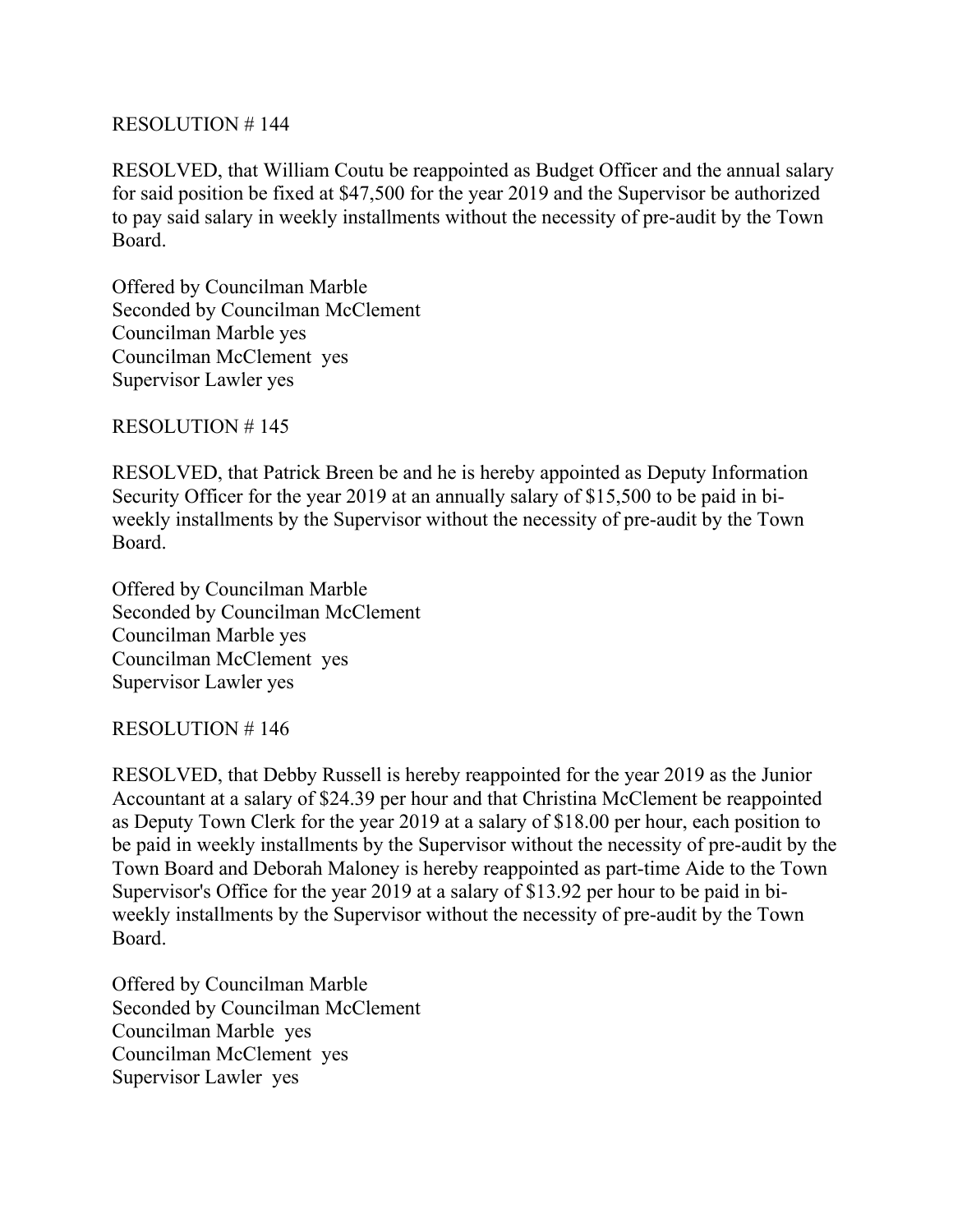RESOLUTION # 144

RESOLVED, that William Coutu be reappointed as Budget Officer and the annual salary for said position be fixed at $47,500 for the year 2019 and the Supervisor be authorized to pay said salary in weekly installments without the necessity of pre-audit by the Town Board.

Offered by Councilman Marble
Seconded by Councilman McClement
Councilman Marble yes
Councilman McClement yes
Supervisor Lawler yes

RESOLUTION # 145

RESOLVED, that Patrick Breen be and he is hereby appointed as Deputy Information Security Officer for the year 2019 at an annually salary of $15,500 to be paid in bi-weekly installments by the Supervisor without the necessity of pre-audit by the Town Board.

Offered by Councilman Marble
Seconded by Councilman McClement
Councilman Marble yes
Councilman McClement yes
Supervisor Lawler yes

RESOLUTION # 146

RESOLVED, that Debby Russell is hereby reappointed for the year 2019 as the Junior Accountant at a salary of $24.39 per hour and that Christina McClement be reappointed as Deputy Town Clerk for the year 2019 at a salary of $18.00 per hour, each position to be paid in weekly installments by the Supervisor without the necessity of pre-audit by the Town Board and Deborah Maloney is hereby reappointed as part-time Aide to the Town Supervisor's Office for the year 2019 at a salary of $13.92 per hour to be paid in bi-weekly installments by the Supervisor without the necessity of pre-audit by the Town Board.

Offered by Councilman Marble
Seconded by Councilman McClement
Councilman Marble yes
Councilman McClement yes
Supervisor Lawler yes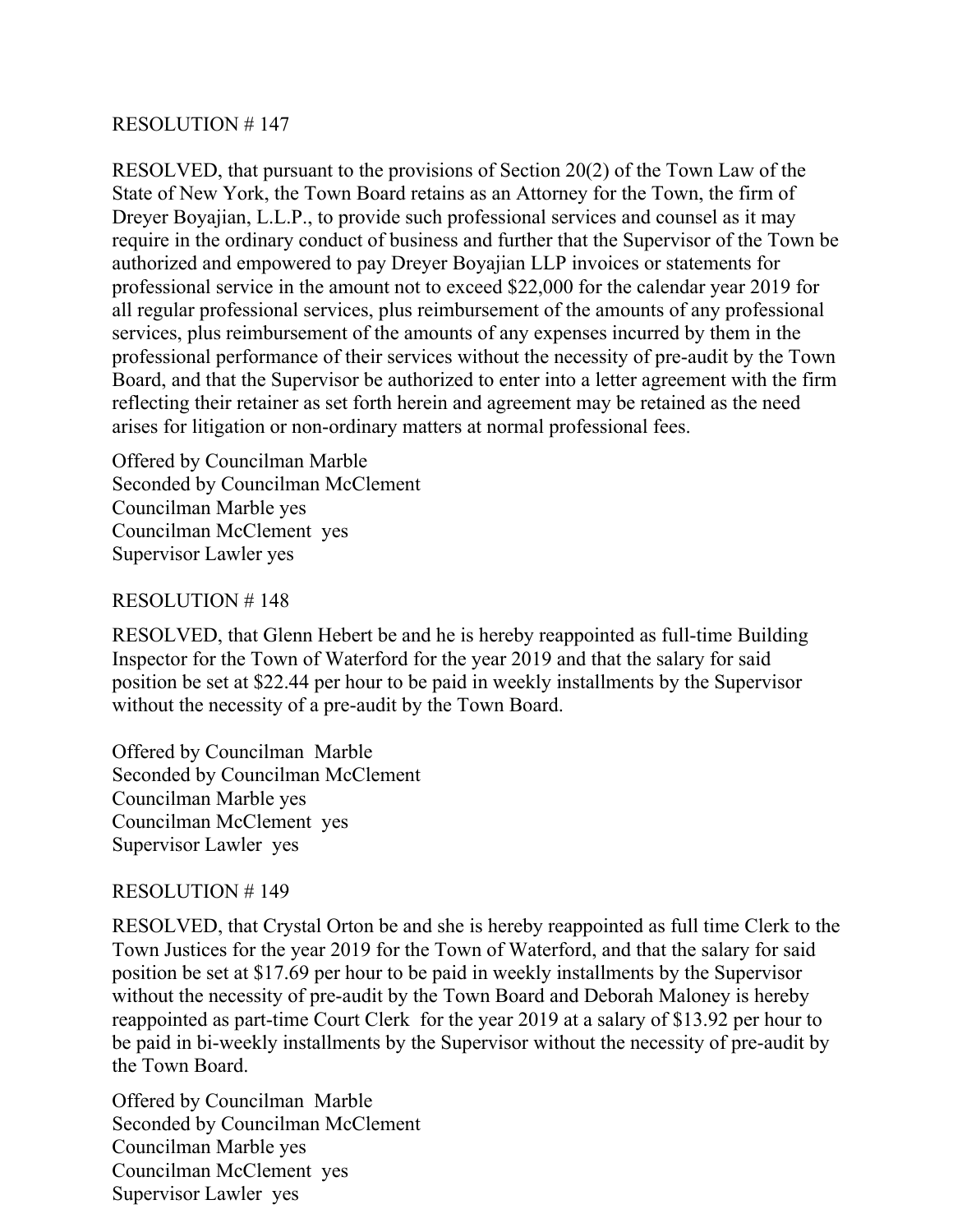RESOLUTION # 147

RESOLVED, that pursuant to the provisions of Section 20(2) of the Town Law of the State of New York, the Town Board retains as an Attorney for the Town, the firm of Dreyer Boyajian, L.L.P., to provide such professional services and counsel as it may require in the ordinary conduct of business and further that the Supervisor of the Town be authorized and empowered to pay Dreyer Boyajian LLP invoices or statements for professional service in the amount not to exceed $22,000 for the calendar year 2019 for all regular professional services, plus reimbursement of the amounts of any professional services, plus reimbursement of the amounts of any expenses incurred by them in the professional performance of their services without the necessity of pre-audit by the Town Board, and that the Supervisor be authorized to enter into a letter agreement with the firm reflecting their retainer as set forth herein and agreement may be retained as the need arises for litigation or non-ordinary matters at normal professional fees.

Offered by Councilman Marble
Seconded by Councilman McClement
Councilman Marble yes
Councilman McClement yes
Supervisor Lawler yes

RESOLUTION # 148

RESOLVED, that Glenn Hebert be and he is hereby reappointed as full-time Building Inspector for the Town of Waterford for the year 2019 and that the salary for said position be set at $22.44 per hour to be paid in weekly installments by the Supervisor without the necessity of a pre-audit by the Town Board.

Offered by Councilman Marble
Seconded by Councilman McClement
Councilman Marble yes
Councilman McClement yes
Supervisor Lawler yes

RESOLUTION # 149

RESOLVED, that Crystal Orton be and she is hereby reappointed as full time Clerk to the Town Justices for the year 2019 for the Town of Waterford, and that the salary for said position be set at $17.69 per hour to be paid in weekly installments by the Supervisor without the necessity of pre-audit by the Town Board and Deborah Maloney is hereby reappointed as part-time Court Clerk for the year 2019 at a salary of $13.92 per hour to be paid in bi-weekly installments by the Supervisor without the necessity of pre-audit by the Town Board.

Offered by Councilman Marble
Seconded by Councilman McClement
Councilman Marble yes
Councilman McClement yes
Supervisor Lawler yes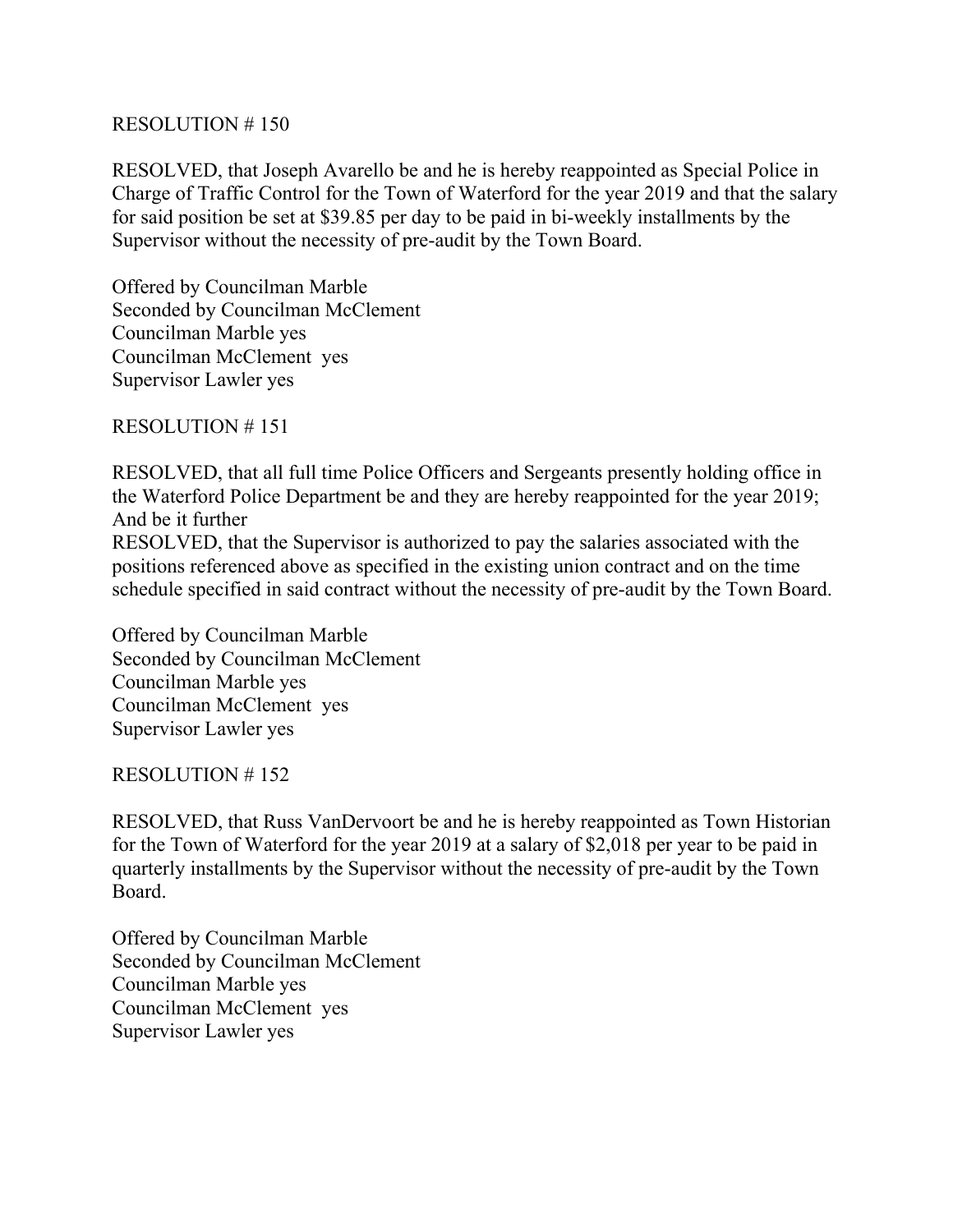RESOLUTION # 150

RESOLVED, that Joseph Avarello be and he is hereby reappointed as Special Police in Charge of Traffic Control for the Town of Waterford for the year 2019 and that the salary for said position be set at $39.85 per day to be paid in bi-weekly installments by the Supervisor without the necessity of pre-audit by the Town Board.

Offered by Councilman Marble
Seconded by Councilman McClement
Councilman Marble yes
Councilman McClement yes
Supervisor Lawler yes

RESOLUTION # 151

RESOLVED, that all full time Police Officers and Sergeants presently holding office in the Waterford Police Department be and they are hereby reappointed for the year 2019; And be it further
RESOLVED, that the Supervisor is authorized to pay the salaries associated with the positions referenced above as specified in the existing union contract and on the time schedule specified in said contract without the necessity of pre-audit by the Town Board.

Offered by Councilman Marble
Seconded by Councilman McClement
Councilman Marble yes
Councilman McClement yes
Supervisor Lawler yes

RESOLUTION # 152

RESOLVED, that Russ VanDervoort be and he is hereby reappointed as Town Historian for the Town of Waterford for the year 2019 at a salary of $2,018 per year to be paid in quarterly installments by the Supervisor without the necessity of pre-audit by the Town Board.

Offered by Councilman Marble
Seconded by Councilman McClement
Councilman Marble yes
Councilman McClement yes
Supervisor Lawler yes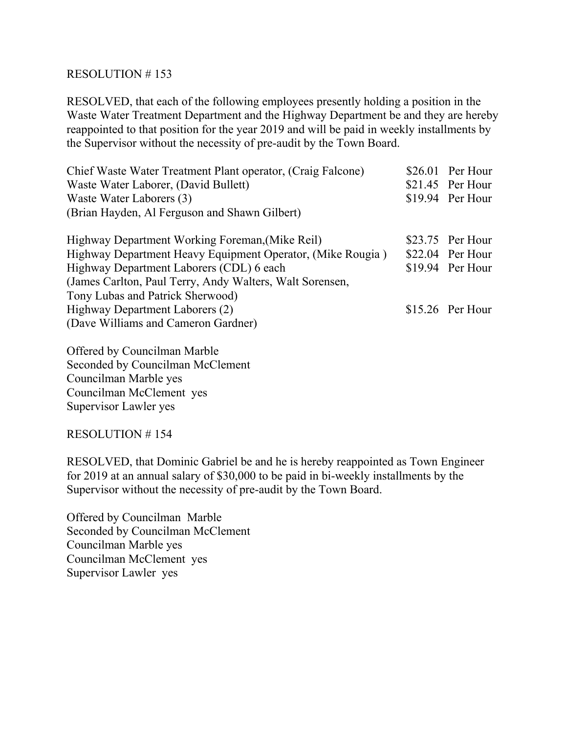RESOLUTION # 153

RESOLVED, that each of the following employees presently holding a position in the Waste Water Treatment Department and the Highway Department be and they are hereby reappointed to that position for the year 2019 and will be paid in weekly installments by the Supervisor without the necessity of pre-audit by the Town Board.

| Position | Rate | |
|---|---|---|
| Chief Waste Water Treatment Plant operator, (Craig Falcone) | $26.01 | Per Hour |
| Waste Water Laborer, (David Bullett) | $21.45 | Per Hour |
| Waste Water Laborers (3) (Brian Hayden, Al Ferguson and Shawn Gilbert) | $19.94 | Per Hour |
| Highway Department Working Foreman,(Mike Reil) | $23.75 | Per Hour |
| Highway Department Heavy Equipment Operator, (Mike Rougia ) | $22.04 | Per Hour |
| Highway Department Laborers (CDL) 6 each (James Carlton, Paul Terry, Andy Walters, Walt Sorensen, Tony Lubas and Patrick Sherwood) | $19.94 | Per Hour |
| Highway Department Laborers (2) (Dave Williams and Cameron Gardner) | $15.26 | Per Hour |

Offered by Councilman Marble
Seconded by Councilman McClement
Councilman Marble yes
Councilman McClement yes
Supervisor Lawler yes

RESOLUTION # 154

RESOLVED, that Dominic Gabriel be and he is hereby reappointed as Town Engineer for 2019 at an annual salary of $30,000 to be paid in bi-weekly installments by the Supervisor without the necessity of pre-audit by the Town Board.

Offered by Councilman Marble
Seconded by Councilman McClement
Councilman Marble yes
Councilman McClement yes
Supervisor Lawler yes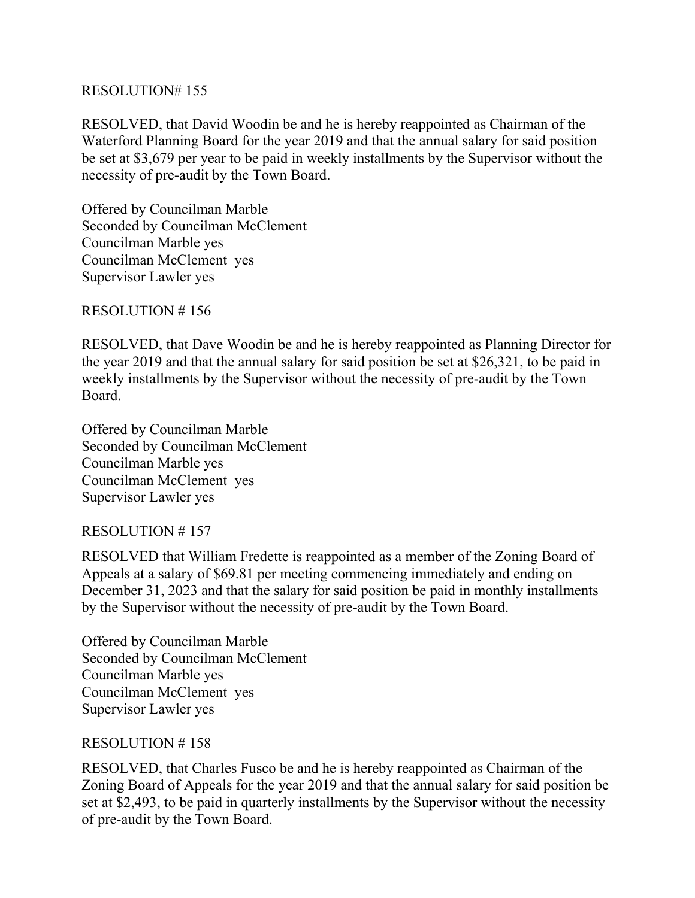RESOLUTION# 155

RESOLVED, that David Woodin be and he is hereby reappointed as Chairman of the Waterford Planning Board for the year 2019 and that the annual salary for said position be set at $3,679 per year to be paid in weekly installments by the Supervisor without the necessity of pre-audit by the Town Board.

Offered by Councilman Marble
Seconded by Councilman McClement
Councilman Marble yes
Councilman McClement yes
Supervisor Lawler yes

RESOLUTION # 156

RESOLVED, that Dave Woodin be and he is hereby reappointed as Planning Director for the year 2019 and that the annual salary for said position be set at $26,321, to be paid in weekly installments by the Supervisor without the necessity of pre-audit by the Town Board.

Offered by Councilman Marble
Seconded by Councilman McClement
Councilman Marble yes
Councilman McClement yes
Supervisor Lawler yes

RESOLUTION # 157

RESOLVED that William Fredette is reappointed as a member of the Zoning Board of Appeals at a salary of $69.81 per meeting commencing immediately and ending on December 31, 2023 and that the salary for said position be paid in monthly installments by the Supervisor without the necessity of pre-audit by the Town Board.

Offered by Councilman Marble
Seconded by Councilman McClement
Councilman Marble yes
Councilman McClement yes
Supervisor Lawler yes

RESOLUTION # 158

RESOLVED, that Charles Fusco be and he is hereby reappointed as Chairman of the Zoning Board of Appeals for the year 2019 and that the annual salary for said position be set at $2,493, to be paid in quarterly installments by the Supervisor without the necessity of pre-audit by the Town Board.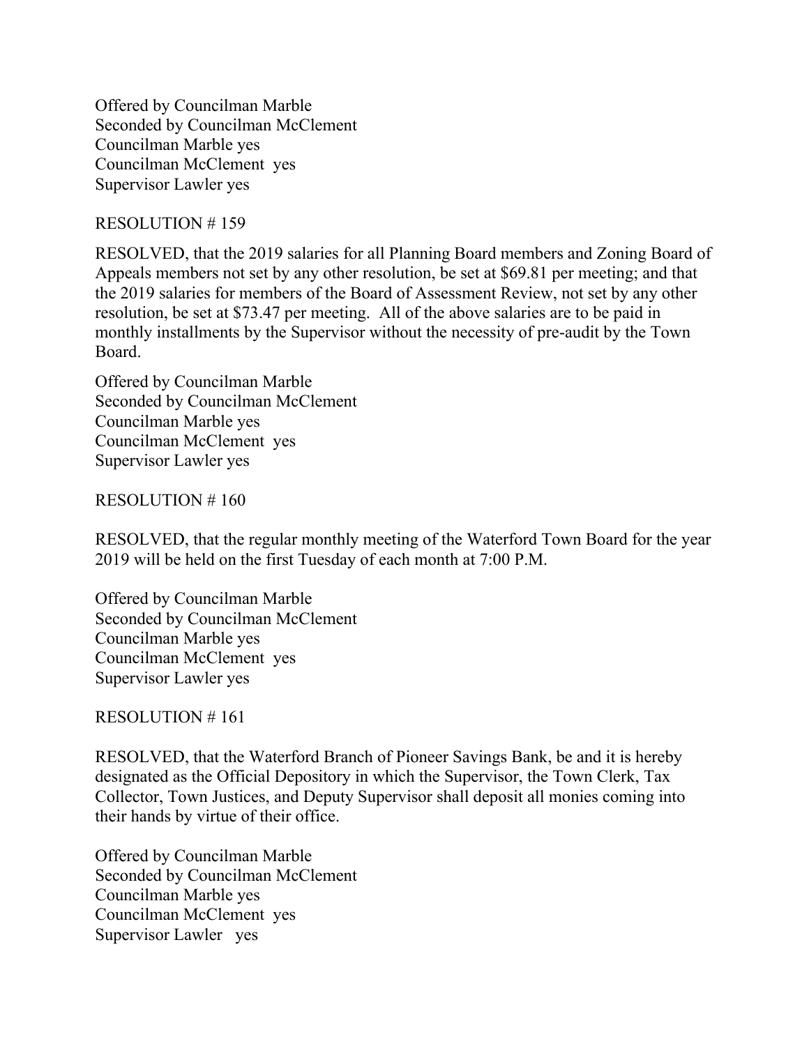Offered by Councilman Marble
Seconded by Councilman McClement
Councilman Marble yes
Councilman McClement yes
Supervisor Lawler yes

RESOLUTION # 159

RESOLVED, that the 2019 salaries for all Planning Board members and Zoning Board of Appeals members not set by any other resolution, be set at $69.81 per meeting; and that the 2019 salaries for members of the Board of Assessment Review, not set by any other resolution, be set at $73.47 per meeting. All of the above salaries are to be paid in monthly installments by the Supervisor without the necessity of pre-audit by the Town Board.

Offered by Councilman Marble
Seconded by Councilman McClement
Councilman Marble yes
Councilman McClement yes
Supervisor Lawler yes

RESOLUTION # 160

RESOLVED, that the regular monthly meeting of the Waterford Town Board for the year 2019 will be held on the first Tuesday of each month at 7:00 P.M.

Offered by Councilman Marble
Seconded by Councilman McClement
Councilman Marble yes
Councilman McClement yes
Supervisor Lawler yes

RESOLUTION # 161

RESOLVED, that the Waterford Branch of Pioneer Savings Bank, be and it is hereby designated as the Official Depository in which the Supervisor, the Town Clerk, Tax Collector, Town Justices, and Deputy Supervisor shall deposit all monies coming into their hands by virtue of their office.

Offered by Councilman Marble
Seconded by Councilman McClement
Councilman Marble yes
Councilman McClement yes
Supervisor Lawler yes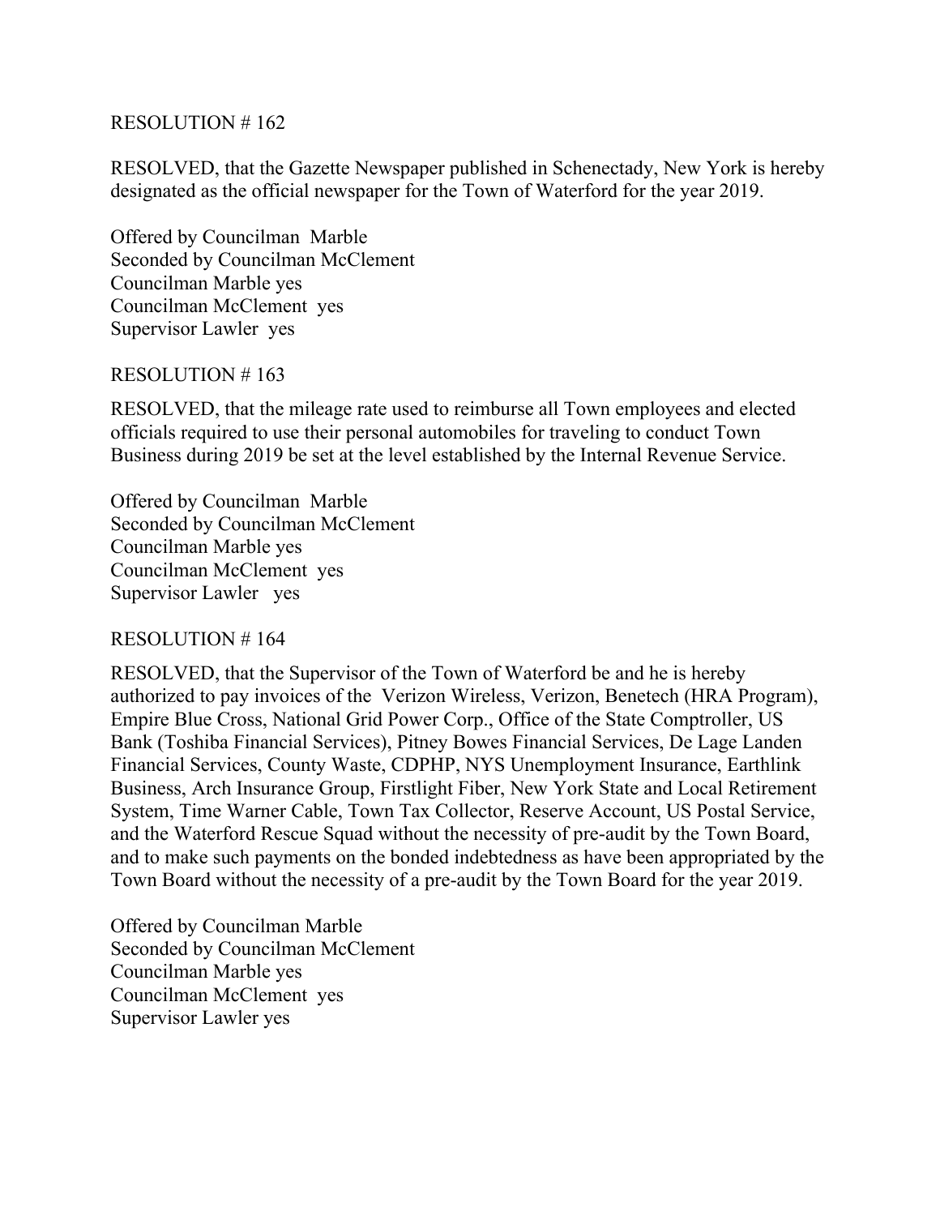RESOLUTION # 162

RESOLVED, that the Gazette Newspaper published in Schenectady, New York is hereby designated as the official newspaper for the Town of Waterford for the year 2019.

Offered by Councilman Marble
Seconded by Councilman McClement
Councilman Marble yes
Councilman McClement yes
Supervisor Lawler yes

RESOLUTION # 163

RESOLVED, that the mileage rate used to reimburse all Town employees and elected officials required to use their personal automobiles for traveling to conduct Town Business during 2019 be set at the level established by the Internal Revenue Service.

Offered by Councilman Marble
Seconded by Councilman McClement
Councilman Marble yes
Councilman McClement yes
Supervisor Lawler yes

RESOLUTION # 164

RESOLVED, that the Supervisor of the Town of Waterford be and he is hereby authorized to pay invoices of the Verizon Wireless, Verizon, Benetech (HRA Program), Empire Blue Cross, National Grid Power Corp., Office of the State Comptroller, US Bank (Toshiba Financial Services), Pitney Bowes Financial Services, De Lage Landen Financial Services, County Waste, CDPHP, NYS Unemployment Insurance, Earthlink Business, Arch Insurance Group, Firstlight Fiber, New York State and Local Retirement System, Time Warner Cable, Town Tax Collector, Reserve Account, US Postal Service, and the Waterford Rescue Squad without the necessity of pre-audit by the Town Board, and to make such payments on the bonded indebtedness as have been appropriated by the Town Board without the necessity of a pre-audit by the Town Board for the year 2019.

Offered by Councilman Marble
Seconded by Councilman McClement
Councilman Marble yes
Councilman McClement yes
Supervisor Lawler yes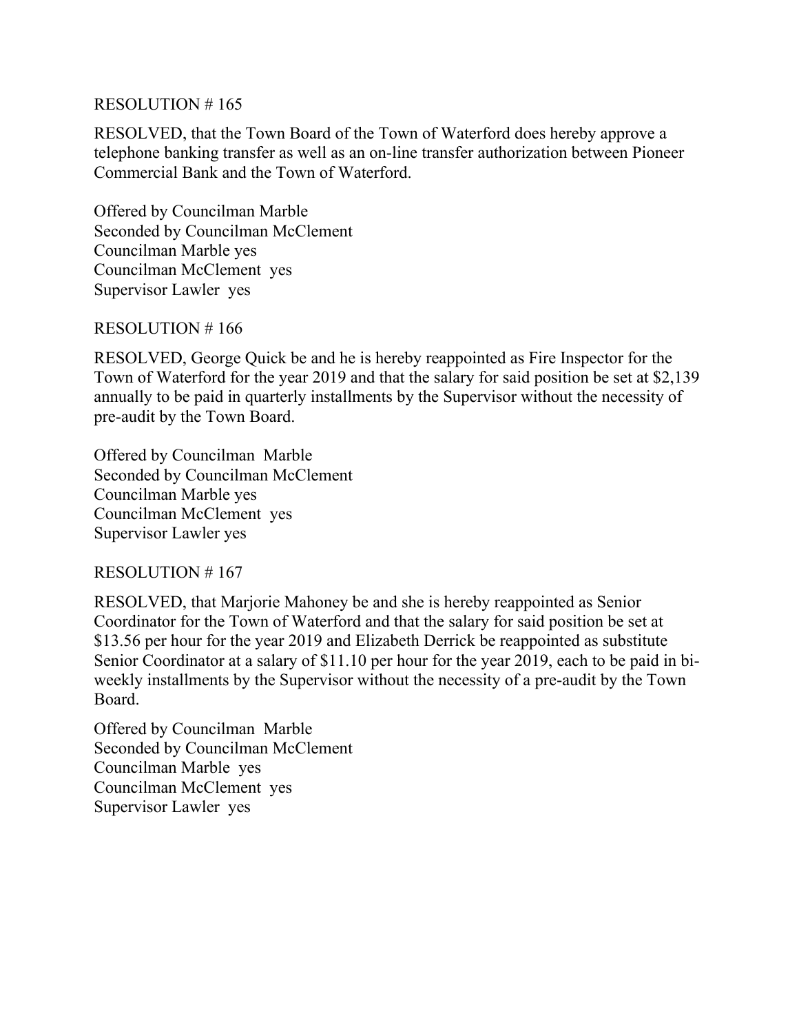RESOLUTION # 165

RESOLVED, that the Town Board of the Town of Waterford does hereby approve a telephone banking transfer as well as an on-line transfer authorization between Pioneer Commercial Bank and the Town of Waterford.

Offered by Councilman Marble  
Seconded by Councilman McClement  
Councilman Marble yes  
Councilman McClement yes  
Supervisor Lawler yes

RESOLUTION # 166

RESOLVED, George Quick be and he is hereby reappointed as Fire Inspector for the Town of Waterford for the year 2019 and that the salary for said position be set at $2,139 annually to be paid in quarterly installments by the Supervisor without the necessity of pre-audit by the Town Board.

Offered by Councilman Marble  
Seconded by Councilman McClement  
Councilman Marble yes  
Councilman McClement yes  
Supervisor Lawler yes

RESOLUTION # 167

RESOLVED, that Marjorie Mahoney be and she is hereby reappointed as Senior Coordinator for the Town of Waterford and that the salary for said position be set at $13.56 per hour for the year 2019 and Elizabeth Derrick be reappointed as substitute Senior Coordinator at a salary of $11.10 per hour for the year 2019, each to be paid in bi-weekly installments by the Supervisor without the necessity of a pre-audit by the Town Board.

Offered by Councilman Marble  
Seconded by Councilman McClement  
Councilman Marble yes  
Councilman McClement yes  
Supervisor Lawler yes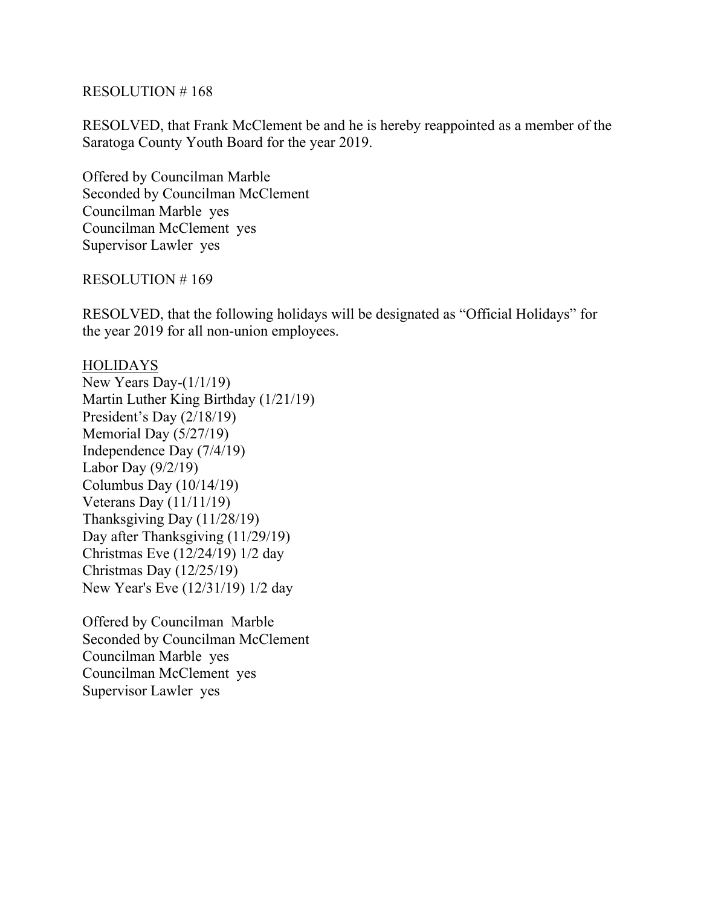RESOLUTION # 168

RESOLVED, that Frank McClement be and he is hereby reappointed as a member of the Saratoga County Youth Board for the year 2019.

Offered by Councilman Marble
Seconded by Councilman McClement
Councilman Marble yes
Councilman McClement yes
Supervisor Lawler yes

RESOLUTION # 169

RESOLVED, that the following holidays will be designated as "Official Holidays" for the year 2019 for all non-union employees.

<u>HOLIDAYS</u>
New Years Day-(1/1/19)
Martin Luther King Birthday (1/21/19)
President's Day (2/18/19)
Memorial Day (5/27/19)
Independence Day (7/4/19)
Labor Day (9/2/19)
Columbus Day (10/14/19)
Veterans Day (11/11/19)
Thanksgiving Day (11/28/19)
Day after Thanksgiving (11/29/19)
Christmas Eve (12/24/19) 1/2 day
Christmas Day (12/25/19)
New Year's Eve (12/31/19) 1/2 day

Offered by Councilman Marble
Seconded by Councilman McClement
Councilman Marble yes
Councilman McClement yes
Supervisor Lawler yes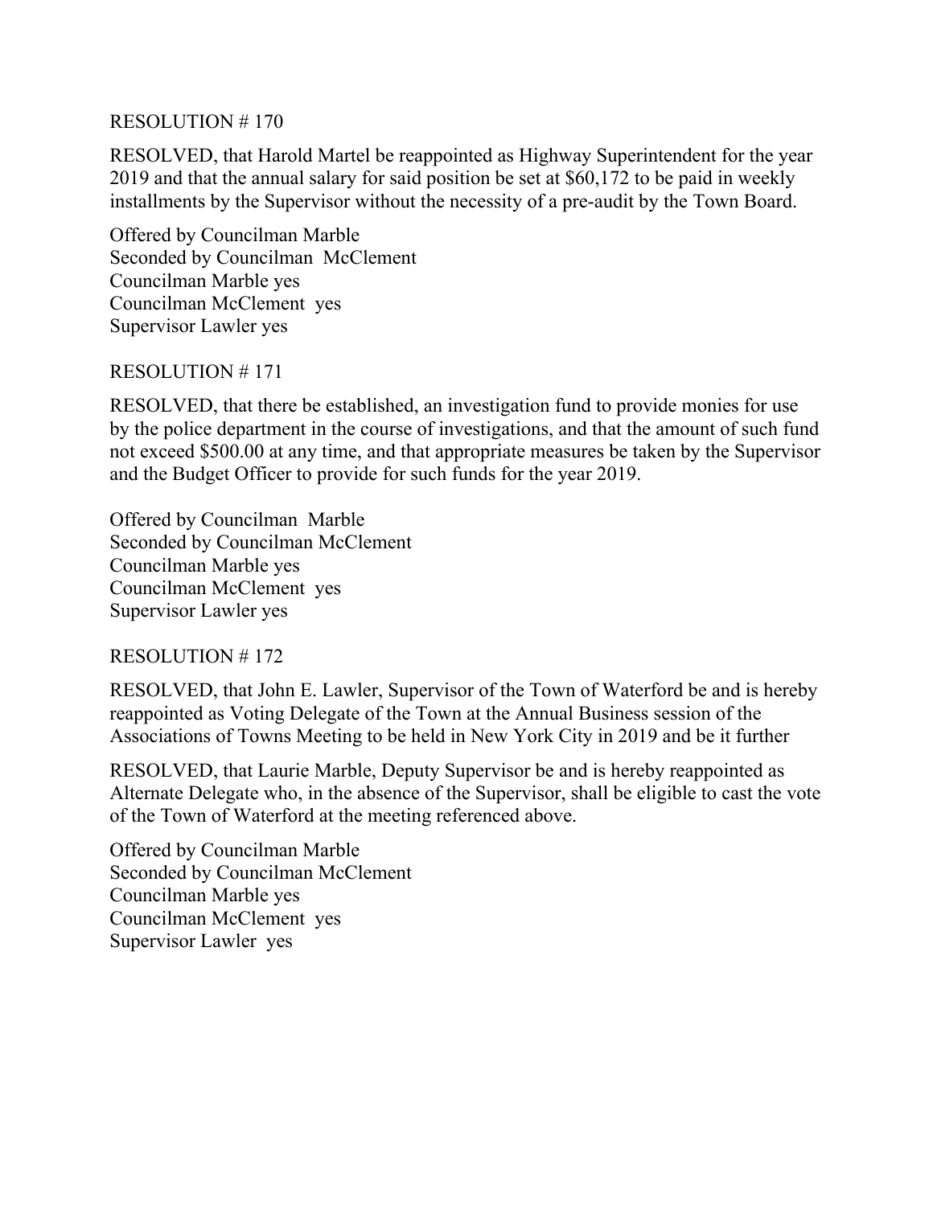RESOLUTION # 170

RESOLVED, that Harold Martel be reappointed as Highway Superintendent for the year 2019 and that the annual salary for said position be set at $60,172 to be paid in weekly installments by the Supervisor without the necessity of a pre-audit by the Town Board.

Offered by Councilman Marble
Seconded by Councilman McClement
Councilman Marble yes
Councilman McClement yes
Supervisor Lawler yes

RESOLUTION # 171

RESOLVED, that there be established, an investigation fund to provide monies for use by the police department in the course of investigations, and that the amount of such fund not exceed $500.00 at any time, and that appropriate measures be taken by the Supervisor and the Budget Officer to provide for such funds for the year 2019.

Offered by Councilman Marble
Seconded by Councilman McClement
Councilman Marble yes
Councilman McClement yes
Supervisor Lawler yes

RESOLUTION # 172

RESOLVED, that John E. Lawler, Supervisor of the Town of Waterford be and is hereby reappointed as Voting Delegate of the Town at the Annual Business session of the Associations of Towns Meeting to be held in New York City in 2019 and be it further

RESOLVED, that Laurie Marble, Deputy Supervisor be and is hereby reappointed as Alternate Delegate who, in the absence of the Supervisor, shall be eligible to cast the vote of the Town of Waterford at the meeting referenced above.

Offered by Councilman Marble
Seconded by Councilman McClement
Councilman Marble yes
Councilman McClement yes
Supervisor Lawler yes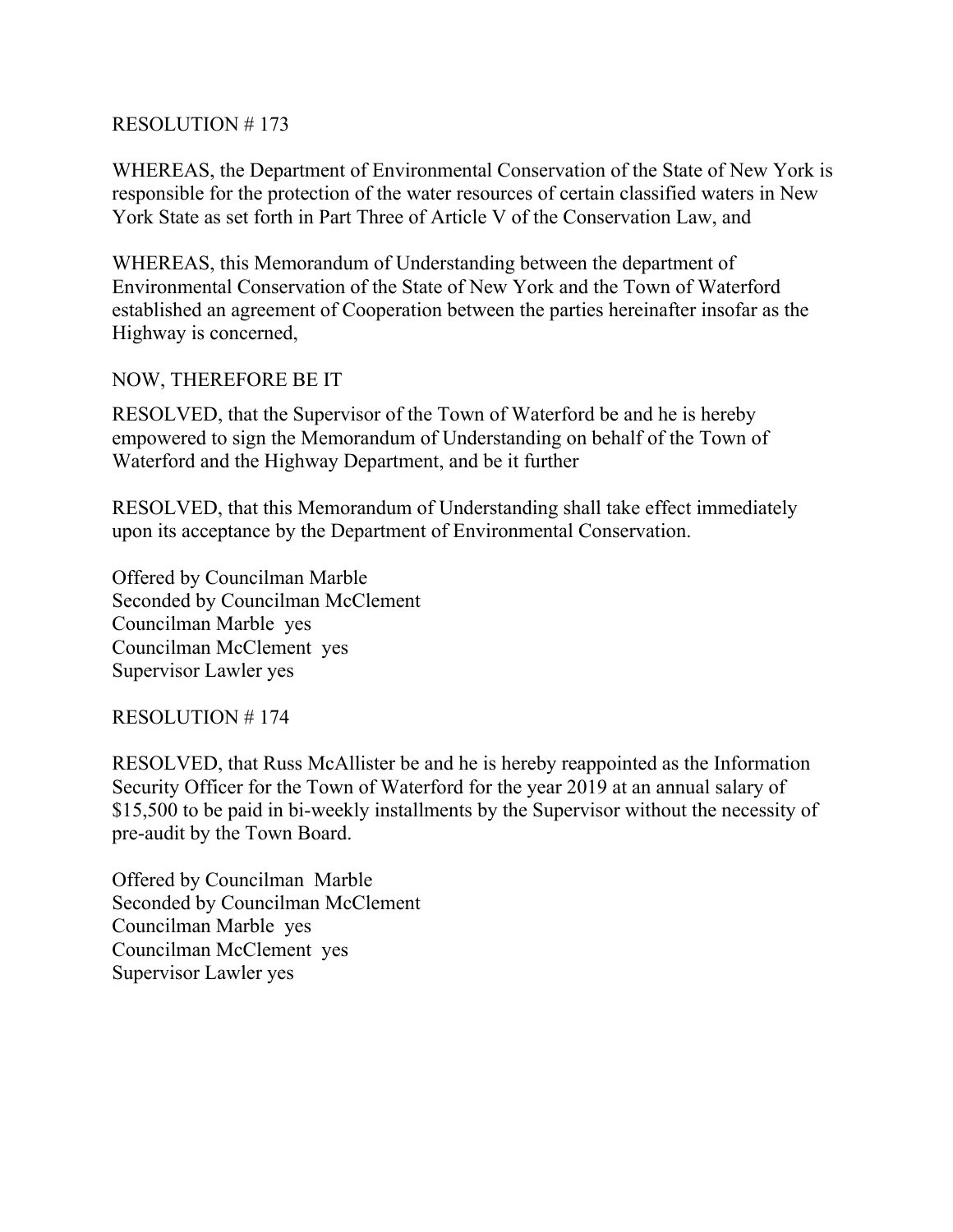RESOLUTION # 173

WHEREAS, the Department of Environmental Conservation of the State of New York is responsible for the protection of the water resources of certain classified waters in New York State as set forth in Part Three of Article V of the Conservation Law, and

WHEREAS, this Memorandum of Understanding between the department of Environmental Conservation of the State of New York and the Town of Waterford established an agreement of Cooperation between the parties hereinafter insofar as the Highway is concerned,

NOW, THEREFORE BE IT

RESOLVED, that the Supervisor of the Town of Waterford be and he is hereby empowered to sign the Memorandum of Understanding on behalf of the Town of Waterford and the Highway Department, and be it further

RESOLVED, that this Memorandum of Understanding shall take effect immediately upon its acceptance by the Department of Environmental Conservation.

Offered by Councilman Marble
Seconded by Councilman McClement
Councilman Marble yes
Councilman McClement yes
Supervisor Lawler yes

RESOLUTION # 174

RESOLVED, that Russ McAllister be and he is hereby reappointed as the Information Security Officer for the Town of Waterford for the year 2019 at an annual salary of $15,500 to be paid in bi-weekly installments by the Supervisor without the necessity of pre-audit by the Town Board.

Offered by Councilman Marble
Seconded by Councilman McClement
Councilman Marble yes
Councilman McClement yes
Supervisor Lawler yes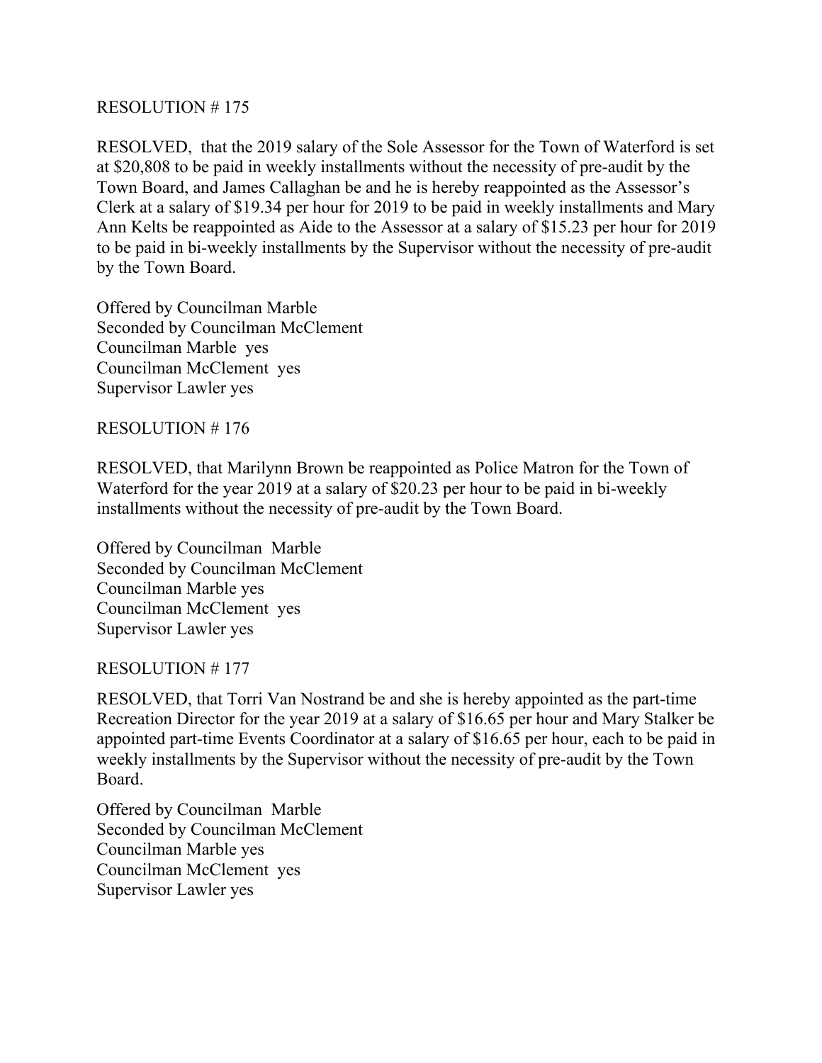RESOLUTION # 175

RESOLVED, that the 2019 salary of the Sole Assessor for the Town of Waterford is set at $20,808 to be paid in weekly installments without the necessity of pre-audit by the Town Board, and James Callaghan be and he is hereby reappointed as the Assessor's Clerk at a salary of $19.34 per hour for 2019 to be paid in weekly installments and Mary Ann Kelts be reappointed as Aide to the Assessor at a salary of $15.23 per hour for 2019 to be paid in bi-weekly installments by the Supervisor without the necessity of pre-audit by the Town Board.

Offered by Councilman Marble
Seconded by Councilman McClement
Councilman Marble yes
Councilman McClement yes
Supervisor Lawler yes

RESOLUTION # 176

RESOLVED, that Marilynn Brown be reappointed as Police Matron for the Town of Waterford for the year 2019 at a salary of $20.23 per hour to be paid in bi-weekly installments without the necessity of pre-audit by the Town Board.

Offered by Councilman Marble
Seconded by Councilman McClement
Councilman Marble yes
Councilman McClement yes
Supervisor Lawler yes

RESOLUTION # 177

RESOLVED, that Torri Van Nostrand be and she is hereby appointed as the part-time Recreation Director for the year 2019 at a salary of $16.65 per hour and Mary Stalker be appointed part-time Events Coordinator at a salary of $16.65 per hour, each to be paid in weekly installments by the Supervisor without the necessity of pre-audit by the Town Board.

Offered by Councilman Marble
Seconded by Councilman McClement
Councilman Marble yes
Councilman McClement yes
Supervisor Lawler yes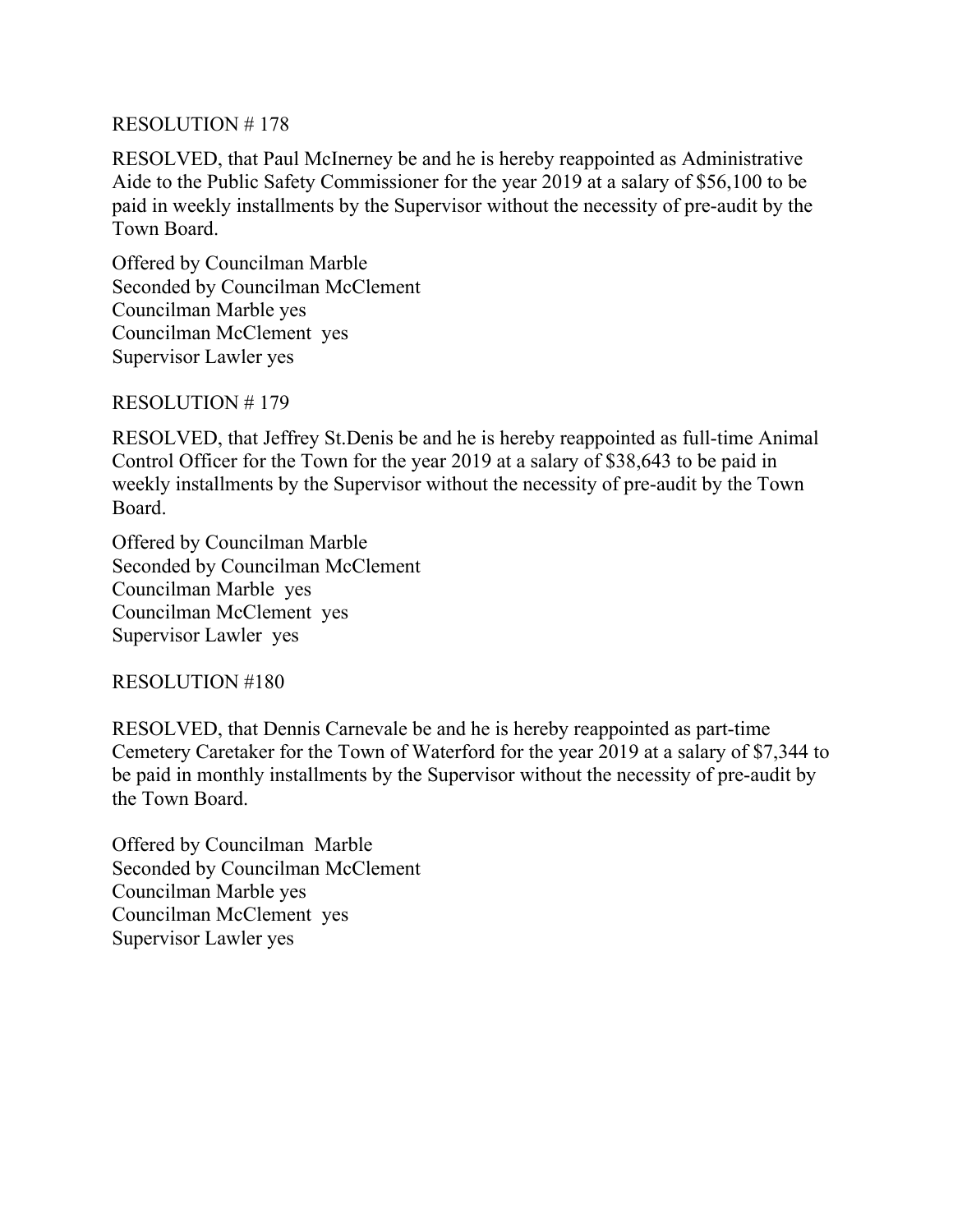RESOLUTION # 178

RESOLVED, that Paul McInerney be and he is hereby reappointed as Administrative Aide to the Public Safety Commissioner for the year 2019 at a salary of $56,100 to be paid in weekly installments by the Supervisor without the necessity of pre-audit by the Town Board.

Offered by Councilman Marble
Seconded by Councilman McClement
Councilman Marble yes
Councilman McClement yes
Supervisor Lawler yes

RESOLUTION # 179

RESOLVED, that Jeffrey St.Denis be and he is hereby reappointed as full-time Animal Control Officer for the Town for the year 2019 at a salary of $38,643 to be paid in weekly installments by the Supervisor without the necessity of pre-audit by the Town Board.

Offered by Councilman Marble
Seconded by Councilman McClement
Councilman Marble yes
Councilman McClement yes
Supervisor Lawler yes

RESOLUTION #180

RESOLVED, that Dennis Carnevale be and he is hereby reappointed as part-time Cemetery Caretaker for the Town of Waterford for the year 2019 at a salary of $7,344 to be paid in monthly installments by the Supervisor without the necessity of pre-audit by the Town Board.

Offered by Councilman Marble
Seconded by Councilman McClement
Councilman Marble yes
Councilman McClement yes
Supervisor Lawler yes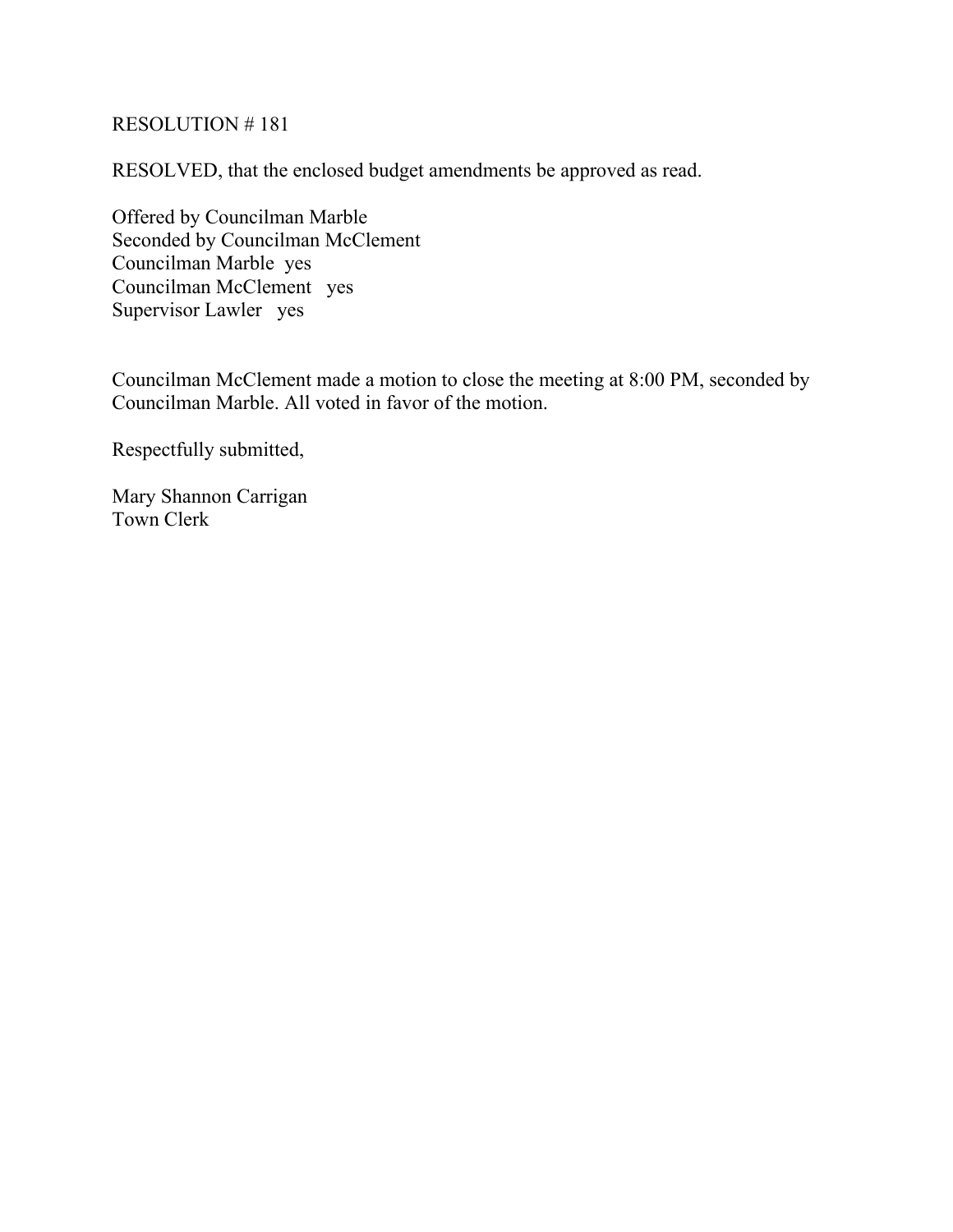RESOLUTION # 181

RESOLVED, that the enclosed budget amendments be approved as read.

Offered by Councilman Marble  
Seconded by Councilman McClement  
Councilman Marble yes  
Councilman McClement yes  
Supervisor Lawler yes

Councilman McClement made a motion to close the meeting at 8:00 PM, seconded by Councilman Marble. All voted in favor of the motion.

Respectfully submitted,

Mary Shannon Carrigan  
Town Clerk